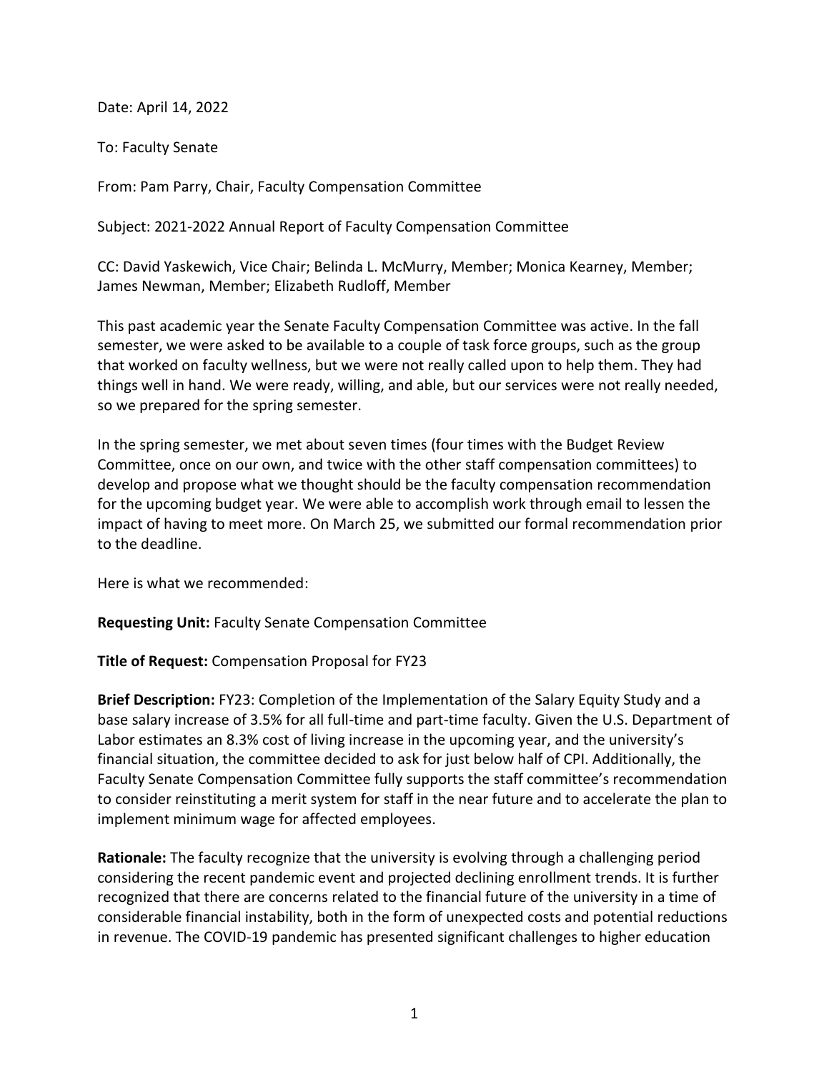Date: April 14, 2022

To: Faculty Senate

From: Pam Parry, Chair, Faculty Compensation Committee

Subject: 2021-2022 Annual Report of Faculty Compensation Committee

CC: David Yaskewich, Vice Chair; Belinda L. McMurry, Member; Monica Kearney, Member; James Newman, Member; Elizabeth Rudloff, Member

This past academic year the Senate Faculty Compensation Committee was active. In the fall semester, we were asked to be available to a couple of task force groups, such as the group that worked on faculty wellness, but we were not really called upon to help them. They had things well in hand. We were ready, willing, and able, but our services were not really needed, so we prepared for the spring semester.

In the spring semester, we met about seven times (four times with the Budget Review Committee, once on our own, and twice with the other staff compensation committees) to develop and propose what we thought should be the faculty compensation recommendation for the upcoming budget year. We were able to accomplish work through email to lessen the impact of having to meet more. On March 25, we submitted our formal recommendation prior to the deadline.

Here is what we recommended:

**Requesting Unit:** Faculty Senate Compensation Committee

**Title of Request:** Compensation Proposal for FY23

**Brief Description:** FY23: Completion of the Implementation of the Salary Equity Study and a base salary increase of 3.5% for all full-time and part-time faculty. Given the U.S. Department of Labor estimates an 8.3% cost of living increase in the upcoming year, and the university's financial situation, the committee decided to ask for just below half of CPI. Additionally, the Faculty Senate Compensation Committee fully supports the staff committee's recommendation to consider reinstituting a merit system for staff in the near future and to accelerate the plan to implement minimum wage for affected employees.

**Rationale:** The faculty recognize that the university is evolving through a challenging period considering the recent pandemic event and projected declining enrollment trends. It is further recognized that there are concerns related to the financial future of the university in a time of considerable financial instability, both in the form of unexpected costs and potential reductions in revenue. The COVID-19 pandemic has presented significant challenges to higher education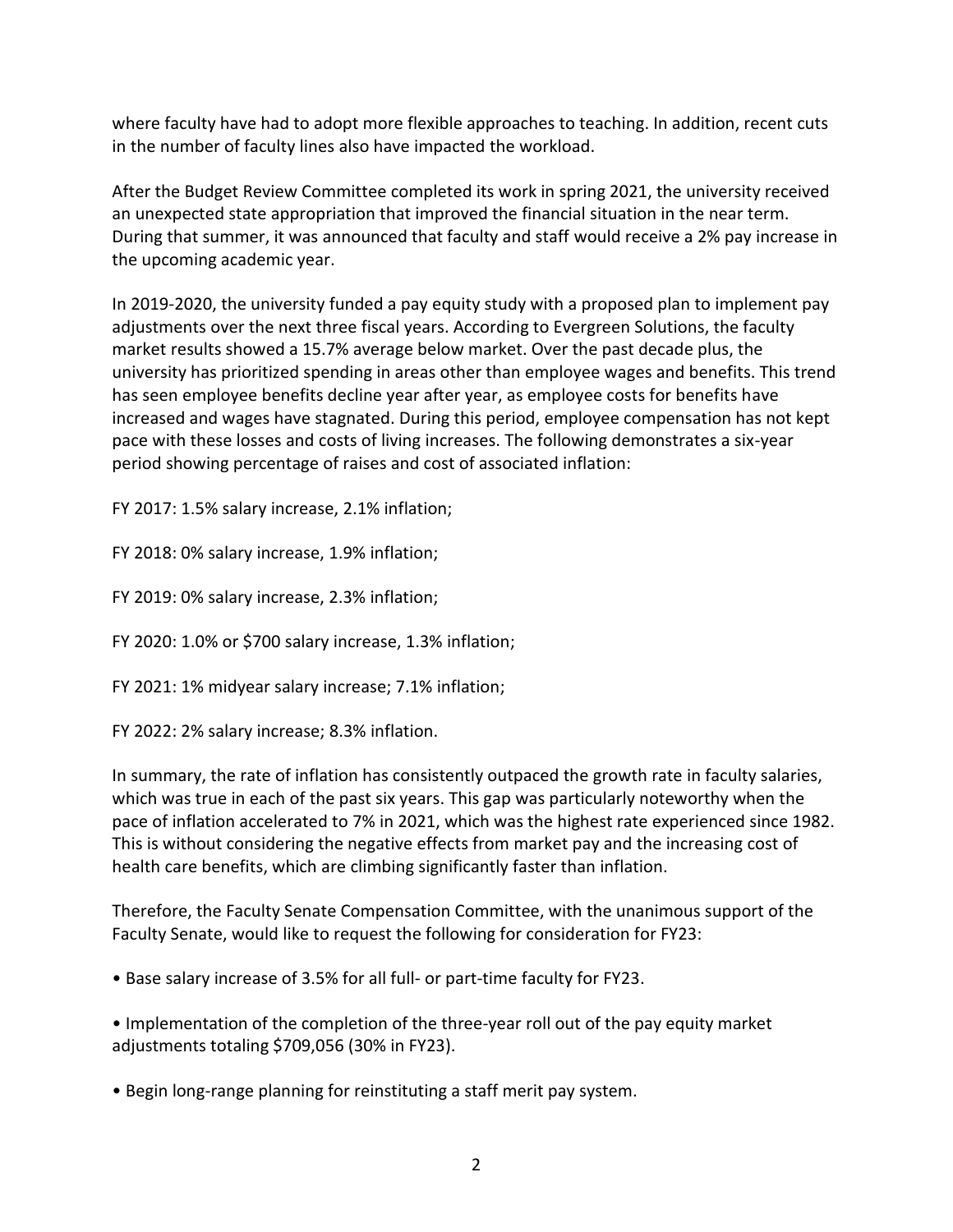where faculty have had to adopt more flexible approaches to teaching. In addition, recent cuts in the number of faculty lines also have impacted the workload.

After the Budget Review Committee completed its work in spring 2021, the university received an unexpected state appropriation that improved the financial situation in the near term. During that summer, it was announced that faculty and staff would receive a 2% pay increase in the upcoming academic year.

In 2019-2020, the university funded a pay equity study with a proposed plan to implement pay adjustments over the next three fiscal years. According to Evergreen Solutions, the faculty market results showed a 15.7% average below market. Over the past decade plus, the university has prioritized spending in areas other than employee wages and benefits. This trend has seen employee benefits decline year after year, as employee costs for benefits have increased and wages have stagnated. During this period, employee compensation has not kept pace with these losses and costs of living increases. The following demonstrates a six-year period showing percentage of raises and cost of associated inflation:

FY 2017: 1.5% salary increase, 2.1% inflation;

FY 2018: 0% salary increase, 1.9% inflation;

FY 2019: 0% salary increase, 2.3% inflation;

FY 2020: 1.0% or $700 salary increase, 1.3% inflation;

FY 2021: 1% midyear salary increase; 7.1% inflation;

FY 2022: 2% salary increase; 8.3% inflation.

In summary, the rate of inflation has consistently outpaced the growth rate in faculty salaries, which was true in each of the past six years. This gap was particularly noteworthy when the pace of inflation accelerated to 7% in 2021, which was the highest rate experienced since 1982. This is without considering the negative effects from market pay and the increasing cost of health care benefits, which are climbing significantly faster than inflation.

Therefore, the Faculty Senate Compensation Committee, with the unanimous support of the Faculty Senate, would like to request the following for consideration for FY23:

- Base salary increase of 3.5% for all full- or part-time faculty for FY23.
- Implementation of the completion of the three-year roll out of the pay equity market adjustments totaling $709,056 (30% in FY23).
- Begin long-range planning for reinstituting a staff merit pay system.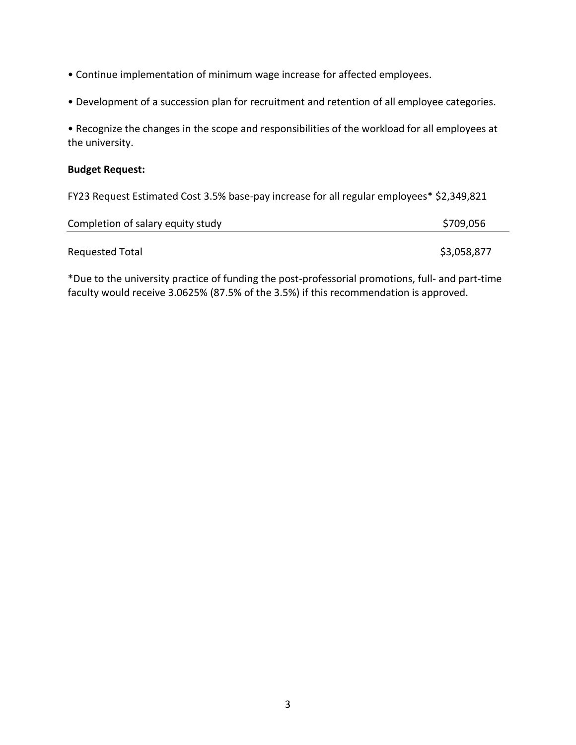- Continue implementation of minimum wage increase for affected employees.

- Development of a succession plan for recruitment and retention of all employee categories.

- Recognize the changes in the scope and responsibilities of the workload for all employees at the university.

**Budget Request:**

| | |
|---|---|
| FY23 Request Estimated Cost 3.5% base-pay increase for all regular employees* | $2,349,821 |
| Completion of salary equity study | $709,056 |
| Requested Total | $3,058,877 |

*Due to the university practice of funding the post-professorial promotions, full- and part-time faculty would receive 3.0625% (87.5% of the 3.5%) if this recommendation is approved.